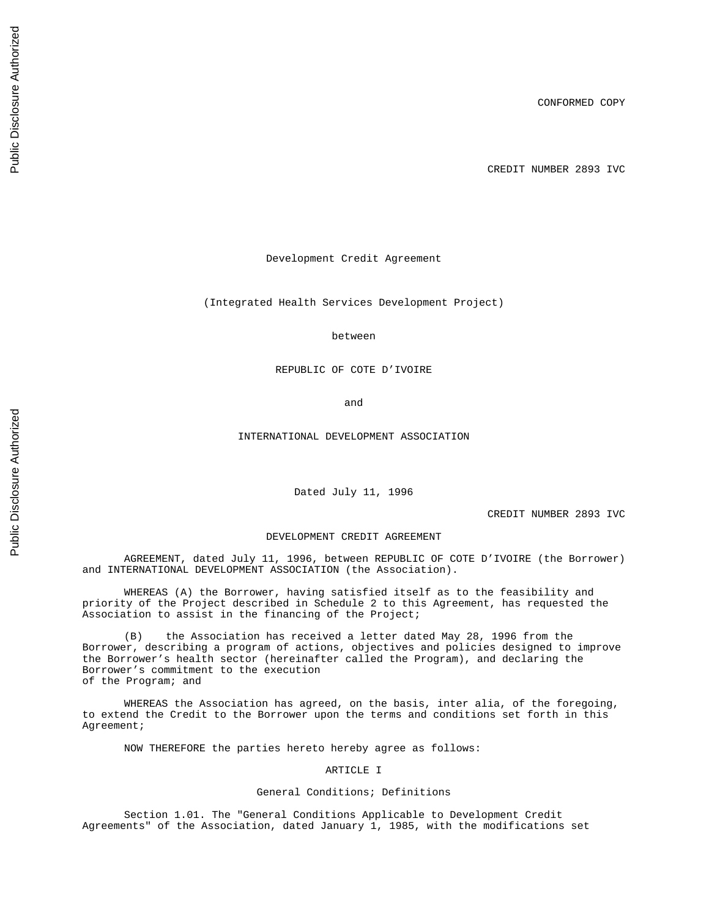CONFORMED COPY

CREDIT NUMBER 2893 IVC

Development Credit Agreement

(Integrated Health Services Development Project)

between

REPUBLIC OF COTE D'IVOIRE

and

INTERNATIONAL DEVELOPMENT ASSOCIATION

Dated July 11, 1996

CREDIT NUMBER 2893 IVC

DEVELOPMENT CREDIT AGREEMENT

AGREEMENT, dated July 11, 1996, between REPUBLIC OF COTE D'IVOIRE (the Borrower) and INTERNATIONAL DEVELOPMENT ASSOCIATION (the Association).

WHEREAS (A) the Borrower, having satisfied itself as to the feasibility and priority of the Project described in Schedule 2 to this Agreement, has requested the Association to assist in the financing of the Project;

(B) the Association has received a letter dated May 28, 1996 from the Borrower, describing a program of actions, objectives and policies designed to improve the Borrower's health sector (hereinafter called the Program), and declaring the Borrower's commitment to the execution of the Program; and

WHEREAS the Association has agreed, on the basis, inter alia, of the foregoing, to extend the Credit to the Borrower upon the terms and conditions set forth in this Agreement;

NOW THEREFORE the parties hereto hereby agree as follows:

## ARTICLE I

### General Conditions; Definitions

Section 1.01. The "General Conditions Applicable to Development Credit Agreements" of the Association, dated January 1, 1985, with the modifications set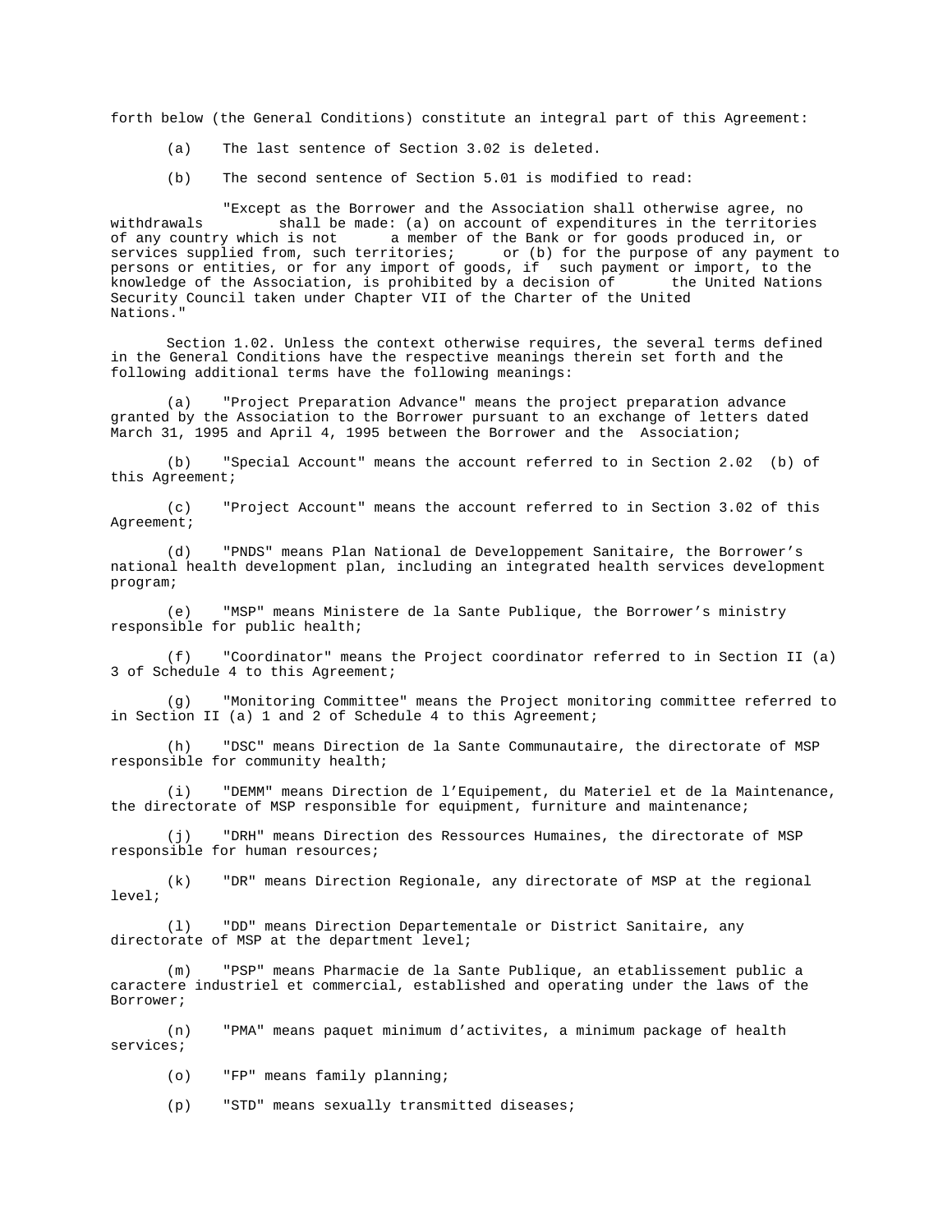forth below (the General Conditions) constitute an integral part of this Agreement:

(a) The last sentence of Section 3.02 is deleted.

(b) The second sentence of Section 5.01 is modified to read:

"Except as the Borrower and the Association shall otherwise agree, no withdrawals shall be made: (a) on account of expenditures in the territories of any country which is not a member of the Bank or for goods produced in, or services supplied from, such territories; or (b) for the purpose of any payment to persons or entities, or for any import of goods, if such payment or import, to the knowledge of the Association, is prohibited by a decision of the United Nations Security Council taken under Chapter VII of the Charter of the United Nations."

Section 1.02. Unless the context otherwise requires, the several terms defined in the General Conditions have the respective meanings therein set forth and the following additional terms have the following meanings:

(a) "Project Preparation Advance" means the project preparation advance granted by the Association to the Borrower pursuant to an exchange of letters dated March 31, 1995 and April 4, 1995 between the Borrower and the Association;

(b) "Special Account" means the account referred to in Section 2.02 (b) of this Agreement;

(c) "Project Account" means the account referred to in Section 3.02 of this Agreement;

(d) "PNDS" means Plan National de Developpement Sanitaire, the Borrower's national health development plan, including an integrated health services development program;

(e) "MSP" means Ministere de la Sante Publique, the Borrower's ministry responsible for public health;

(f) "Coordinator" means the Project coordinator referred to in Section II (a) 3 of Schedule 4 to this Agreement;

(g) "Monitoring Committee" means the Project monitoring committee referred to in Section II (a) 1 and 2 of Schedule 4 to this Agreement;

(h) "DSC" means Direction de la Sante Communautaire, the directorate of MSP responsible for community health;

(i) "DEMM" means Direction de l'Equipement, du Materiel et de la Maintenance, the directorate of MSP responsible for equipment, furniture and maintenance;

(j) "DRH" means Direction des Ressources Humaines, the directorate of MSP responsible for human resources;

(k) "DR" means Direction Regionale, any directorate of MSP at the regional level;

(l) "DD" means Direction Departementale or District Sanitaire, any directorate of MSP at the department level;

(m) "PSP" means Pharmacie de la Sante Publique, an etablissement public a caractere industriel et commercial, established and operating under the laws of the Borrower;

(n) "PMA" means paquet minimum d'activites, a minimum package of health services;

(o) "FP" means family planning;

(p) "STD" means sexually transmitted diseases;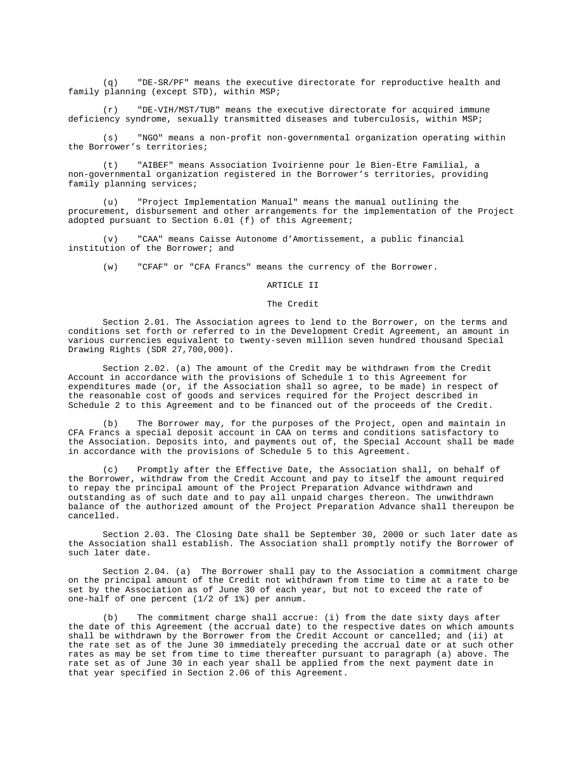(q) "DE-SR/PF" means the executive directorate for reproductive health and family planning (except STD), within MSP;

(r) "DE-VIH/MST/TUB" means the executive directorate for acquired immune deficiency syndrome, sexually transmitted diseases and tuberculosis, within MSP;

(s) "NGO" means a non-profit non-governmental organization operating within the Borrower's territories;

(t) "AIBEF" means Association Ivoirienne pour le Bien-Etre Familial, a non-governmental organization registered in the Borrower's territories, providing family planning services;

(u) "Project Implementation Manual" means the manual outlining the procurement, disbursement and other arrangements for the implementation of the Project adopted pursuant to Section 6.01 (f) of this Agreement;

(v) "CAA" means Caisse Autonome d'Amortissement, a public financial institution of the Borrower; and

(w) "CFAF" or "CFA Francs" means the currency of the Borrower.

## ARTICLE II

### The Credit

Section 2.01. The Association agrees to lend to the Borrower, on the terms and conditions set forth or referred to in the Development Credit Agreement, an amount in various currencies equivalent to twenty-seven million seven hundred thousand Special Drawing Rights (SDR 27,700,000).

Section 2.02. (a) The amount of the Credit may be withdrawn from the Credit Account in accordance with the provisions of Schedule 1 to this Agreement for expenditures made (or, if the Association shall so agree, to be made) in respect of the reasonable cost of goods and services required for the Project described in Schedule 2 to this Agreement and to be financed out of the proceeds of the Credit.

(b) The Borrower may, for the purposes of the Project, open and maintain in CFA Francs a special deposit account in CAA on terms and conditions satisfactory to the Association. Deposits into, and payments out of, the Special Account shall be made in accordance with the provisions of Schedule 5 to this Agreement.

(c) Promptly after the Effective Date, the Association shall, on behalf of the Borrower, withdraw from the Credit Account and pay to itself the amount required to repay the principal amount of the Project Preparation Advance withdrawn and outstanding as of such date and to pay all unpaid charges thereon. The unwithdrawn balance of the authorized amount of the Project Preparation Advance shall thereupon be cancelled.

Section 2.03. The Closing Date shall be September 30, 2000 or such later date as the Association shall establish. The Association shall promptly notify the Borrower of such later date.

Section 2.04. (a) The Borrower shall pay to the Association a commitment charge on the principal amount of the Credit not withdrawn from time to time at a rate to be set by the Association as of June 30 of each year, but not to exceed the rate of one-half of one percent (1/2 of 1%) per annum.

(b) The commitment charge shall accrue: (i) from the date sixty days after the date of this Agreement (the accrual date) to the respective dates on which amounts shall be withdrawn by the Borrower from the Credit Account or cancelled; and (ii) at the rate set as of the June 30 immediately preceding the accrual date or at such other rates as may be set from time to time thereafter pursuant to paragraph (a) above. The rate set as of June 30 in each year shall be applied from the next payment date in that year specified in Section 2.06 of this Agreement.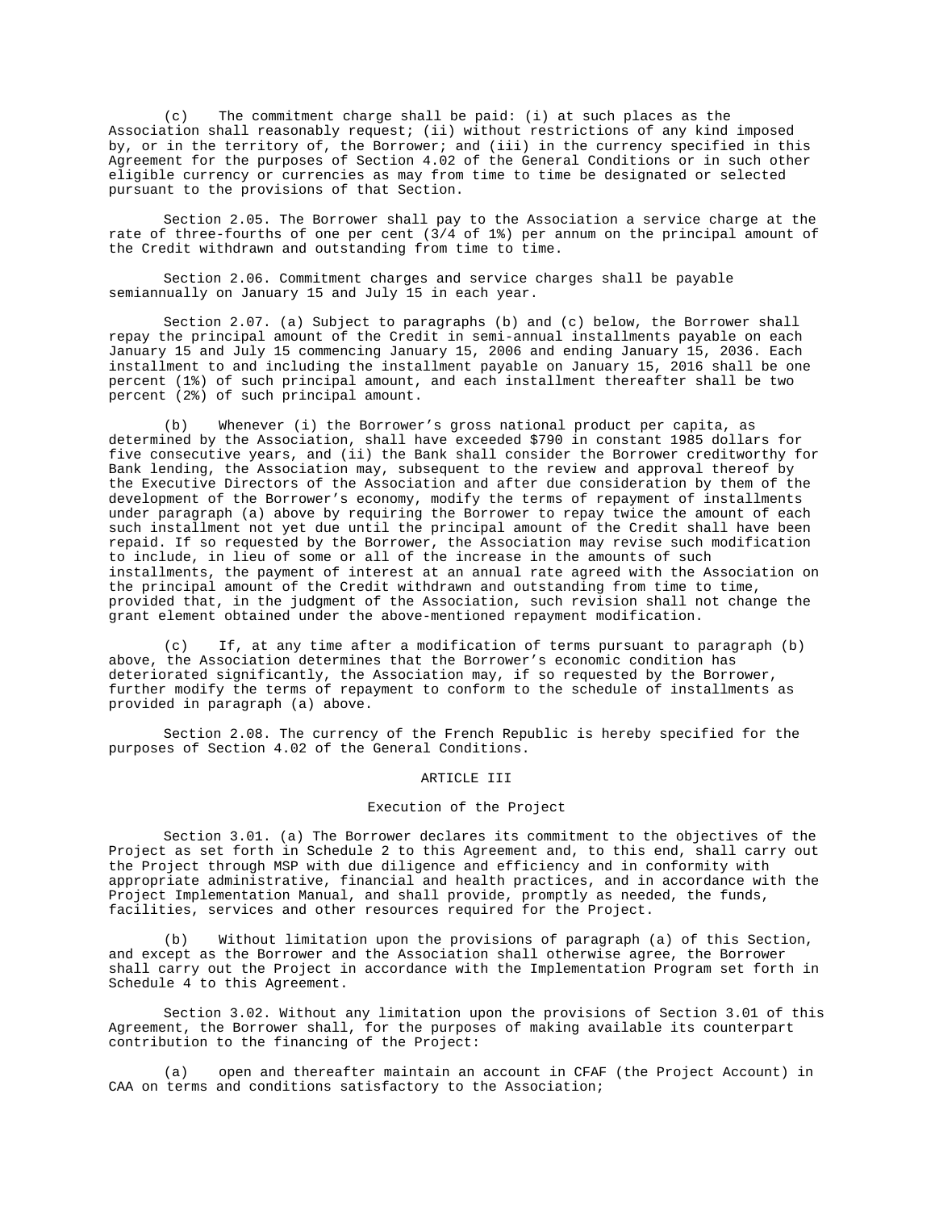(c) The commitment charge shall be paid: (i) at such places as the Association shall reasonably request; (ii) without restrictions of any kind imposed by, or in the territory of, the Borrower; and (iii) in the currency specified in this Agreement for the purposes of Section 4.02 of the General Conditions or in such other eligible currency or currencies as may from time to time be designated or selected pursuant to the provisions of that Section.

Section 2.05. The Borrower shall pay to the Association a service charge at the rate of three-fourths of one per cent (3/4 of 1%) per annum on the principal amount of the Credit withdrawn and outstanding from time to time.

Section 2.06. Commitment charges and service charges shall be payable semiannually on January 15 and July 15 in each year.

Section 2.07. (a) Subject to paragraphs (b) and (c) below, the Borrower shall repay the principal amount of the Credit in semi-annual installments payable on each January 15 and July 15 commencing January 15, 2006 and ending January 15, 2036. Each installment to and including the installment payable on January 15, 2016 shall be one percent (1%) of such principal amount, and each installment thereafter shall be two percent (2%) of such principal amount.

(b) Whenever (i) the Borrower's gross national product per capita, as determined by the Association, shall have exceeded $790 in constant 1985 dollars for five consecutive years, and (ii) the Bank shall consider the Borrower creditworthy for Bank lending, the Association may, subsequent to the review and approval thereof by the Executive Directors of the Association and after due consideration by them of the development of the Borrower's economy, modify the terms of repayment of installments under paragraph (a) above by requiring the Borrower to repay twice the amount of each such installment not yet due until the principal amount of the Credit shall have been repaid. If so requested by the Borrower, the Association may revise such modification to include, in lieu of some or all of the increase in the amounts of such installments, the payment of interest at an annual rate agreed with the Association on the principal amount of the Credit withdrawn and outstanding from time to time, provided that, in the judgment of the Association, such revision shall not change the grant element obtained under the above-mentioned repayment modification.

(c) If, at any time after a modification of terms pursuant to paragraph (b) above, the Association determines that the Borrower's economic condition has deteriorated significantly, the Association may, if so requested by the Borrower, further modify the terms of repayment to conform to the schedule of installments as provided in paragraph (a) above.

Section 2.08. The currency of the French Republic is hereby specified for the purposes of Section 4.02 of the General Conditions.

## ARTICLE III

### Execution of the Project

Section 3.01. (a) The Borrower declares its commitment to the objectives of the Project as set forth in Schedule 2 to this Agreement and, to this end, shall carry out the Project through MSP with due diligence and efficiency and in conformity with appropriate administrative, financial and health practices, and in accordance with the Project Implementation Manual, and shall provide, promptly as needed, the funds, facilities, services and other resources required for the Project.

(b) Without limitation upon the provisions of paragraph (a) of this Section, and except as the Borrower and the Association shall otherwise agree, the Borrower shall carry out the Project in accordance with the Implementation Program set forth in Schedule 4 to this Agreement.

Section 3.02. Without any limitation upon the provisions of Section 3.01 of this Agreement, the Borrower shall, for the purposes of making available its counterpart contribution to the financing of the Project:

(a) open and thereafter maintain an account in CFAF (the Project Account) in CAA on terms and conditions satisfactory to the Association;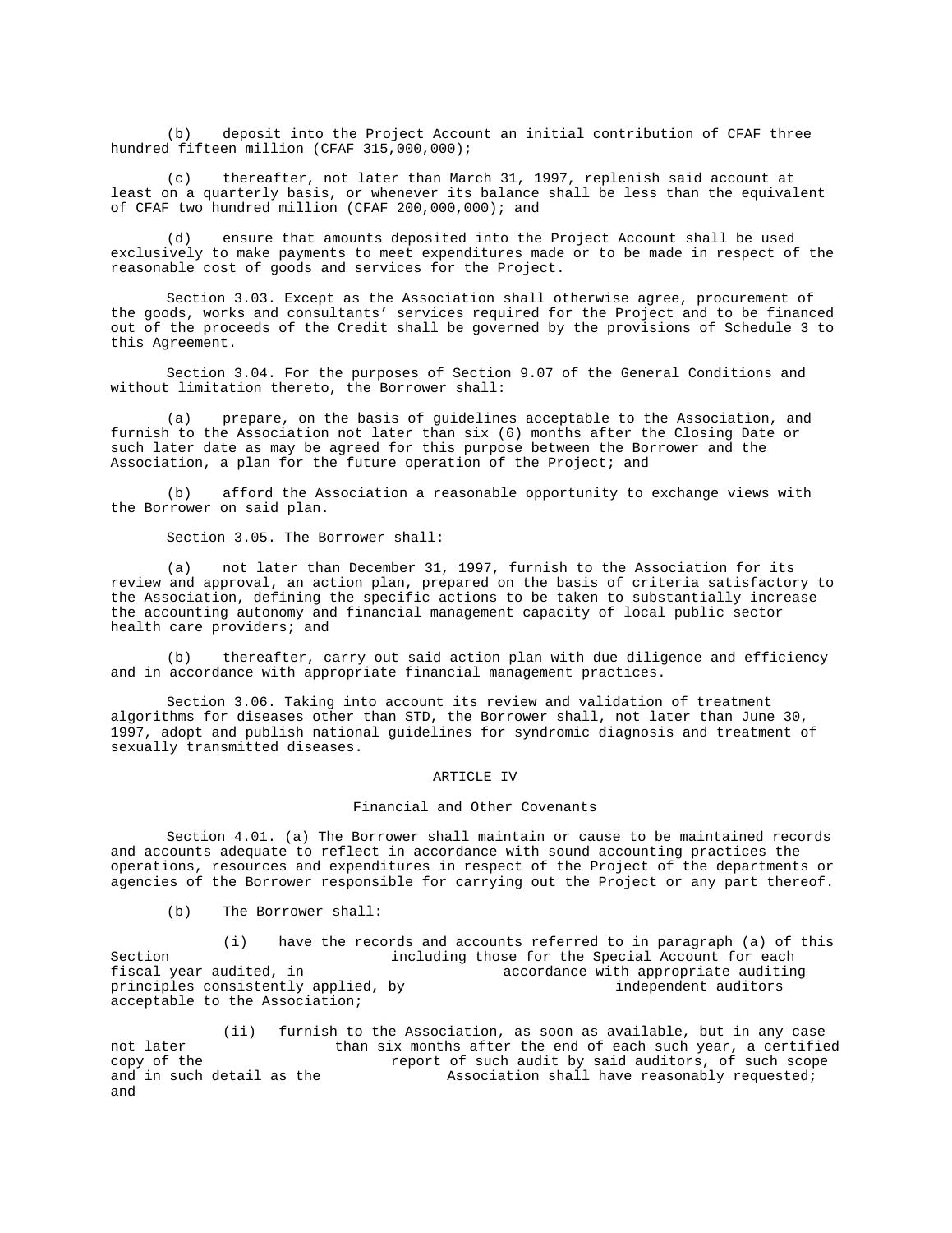(b) deposit into the Project Account an initial contribution of CFAF three hundred fifteen million (CFAF 315,000,000);

(c) thereafter, not later than March 31, 1997, replenish said account at least on a quarterly basis, or whenever its balance shall be less than the equivalent of CFAF two hundred million (CFAF 200,000,000); and

(d) ensure that amounts deposited into the Project Account shall be used exclusively to make payments to meet expenditures made or to be made in respect of the reasonable cost of goods and services for the Project.

Section 3.03. Except as the Association shall otherwise agree, procurement of the goods, works and consultants' services required for the Project and to be financed out of the proceeds of the Credit shall be governed by the provisions of Schedule 3 to this Agreement.

Section 3.04. For the purposes of Section 9.07 of the General Conditions and without limitation thereto, the Borrower shall:

(a) prepare, on the basis of guidelines acceptable to the Association, and furnish to the Association not later than six (6) months after the Closing Date or such later date as may be agreed for this purpose between the Borrower and the Association, a plan for the future operation of the Project; and

(b) afford the Association a reasonable opportunity to exchange views with the Borrower on said plan.

Section 3.05. The Borrower shall:

(a) not later than December 31, 1997, furnish to the Association for its review and approval, an action plan, prepared on the basis of criteria satisfactory to the Association, defining the specific actions to be taken to substantially increase the accounting autonomy and financial management capacity of local public sector health care providers; and

(b) thereafter, carry out said action plan with due diligence and efficiency and in accordance with appropriate financial management practices.

Section 3.06. Taking into account its review and validation of treatment algorithms for diseases other than STD, the Borrower shall, not later than June 30, 1997, adopt and publish national guidelines for syndromic diagnosis and treatment of sexually transmitted diseases.

## ARTICLE IV

### Financial and Other Covenants

Section 4.01. (a) The Borrower shall maintain or cause to be maintained records and accounts adequate to reflect in accordance with sound accounting practices the operations, resources and expenditures in respect of the Project of the departments or agencies of the Borrower responsible for carrying out the Project or any part thereof.

(b) The Borrower shall:

(i) have the records and accounts referred to in paragraph (a) of this Section including those for the Special Account for each fiscal year audited, in accordance with appropriate auditing principles consistently applied, by independent auditors acceptable to the Association;

(ii) furnish to the Association, as soon as available, but in any case not later than six months after the end of each such year, a certified copy of the report of such audit by said auditors, of such scope and in such detail as the Association shall have reasonably requested; and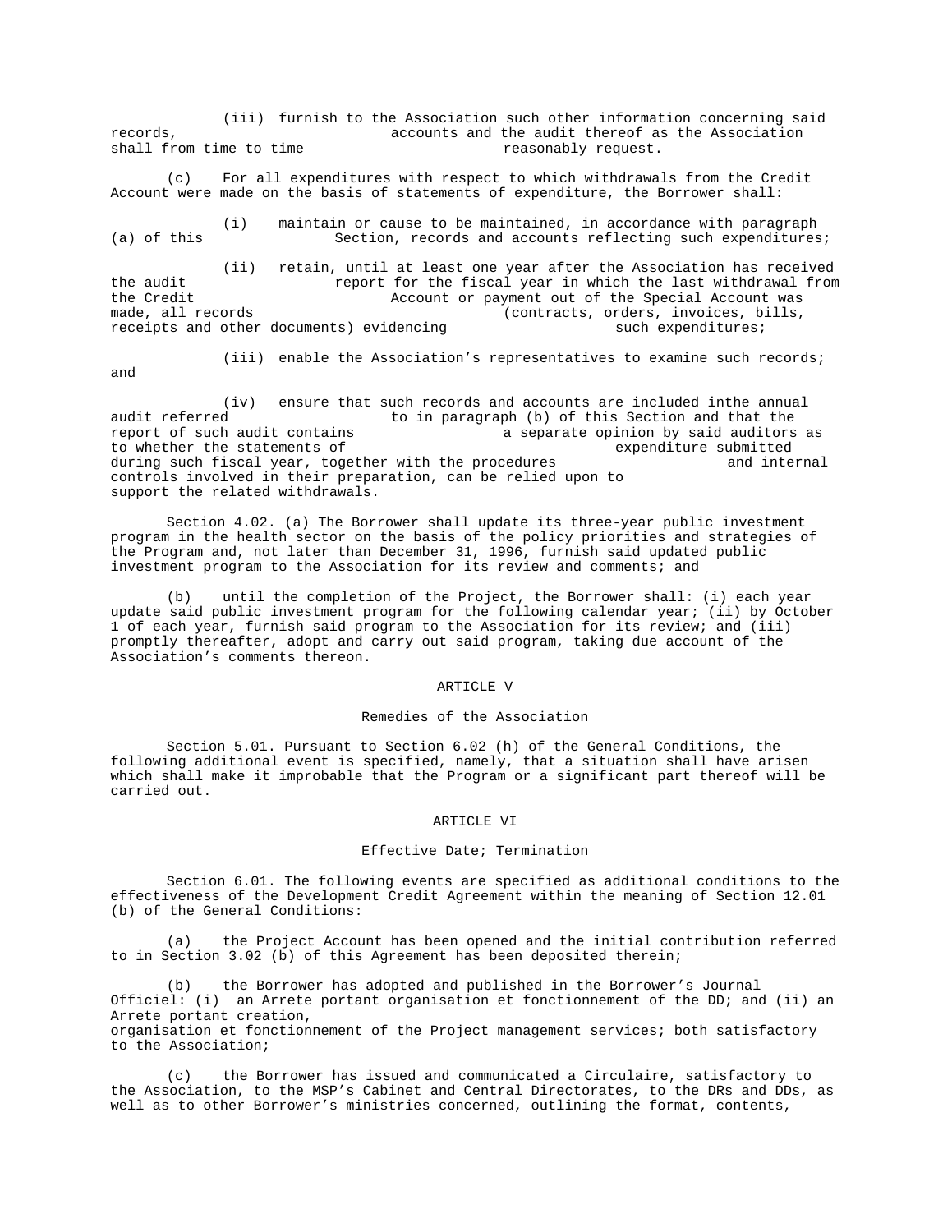(iii) furnish to the Association such other information concerning said records, accounts and the audit thereof as the Association shall from time to time reasonably request.

(c) For all expenditures with respect to which withdrawals from the Credit Account were made on the basis of statements of expenditure, the Borrower shall:

(i) maintain or cause to be maintained, in accordance with paragraph (a) of this Section, records and accounts reflecting such expenditures;

(ii) retain, until at least one year after the Association has received the audit report for the fiscal year in which the last withdrawal from the Credit Account or payment out of the Special Account was made, all records (contracts, orders, invoices, bills, receipts and other documents) evidencing such expenditures;

(iii) enable the Association's representatives to examine such records; and

(iv) ensure that such records and accounts are included inthe annual audit referred to in paragraph (b) of this Section and that the report of such audit contains a separate opinion by said auditors as to whether the statements of expenditure submitted during such fiscal year, together with the procedures and internal controls involved in their preparation, can be relied upon to support the related withdrawals.

Section 4.02. (a) The Borrower shall update its three-year public investment program in the health sector on the basis of the policy priorities and strategies of the Program and, not later than December 31, 1996, furnish said updated public investment program to the Association for its review and comments; and

(b) until the completion of the Project, the Borrower shall: (i) each year update said public investment program for the following calendar year; (ii) by October 1 of each year, furnish said program to the Association for its review; and (iii) promptly thereafter, adopt and carry out said program, taking due account of the Association's comments thereon.

## ARTICLE V

### Remedies of the Association

Section 5.01. Pursuant to Section 6.02 (h) of the General Conditions, the following additional event is specified, namely, that a situation shall have arisen which shall make it improbable that the Program or a significant part thereof will be carried out.

## ARTICLE VI

### Effective Date; Termination

Section 6.01. The following events are specified as additional conditions to the effectiveness of the Development Credit Agreement within the meaning of Section 12.01 (b) of the General Conditions:

(a) the Project Account has been opened and the initial contribution referred to in Section 3.02 (b) of this Agreement has been deposited therein;

(b) the Borrower has adopted and published in the Borrower's Journal Officiel: (i) an Arrete portant organisation et fonctionnement of the DD; and (ii) an Arrete portant creation, organisation et fonctionnement of the Project management services; both satisfactory to the Association;

(c) the Borrower has issued and communicated a Circulaire, satisfactory to the Association, to the MSP's Cabinet and Central Directorates, to the DRs and DDs, as well as to other Borrower's ministries concerned, outlining the format, contents,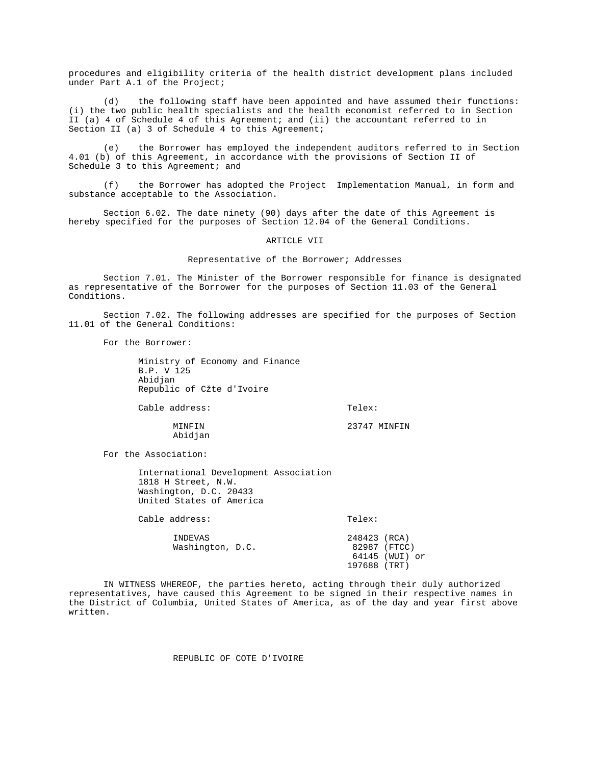procedures and eligibility criteria of the health district development plans included under Part A.1 of the Project;

(d) the following staff have been appointed and have assumed their functions: (i) the two public health specialists and the health economist referred to in Section II (a) 4 of Schedule 4 of this Agreement; and (ii) the accountant referred to in Section II (a) 3 of Schedule 4 to this Agreement;

(e) the Borrower has employed the independent auditors referred to in Section 4.01 (b) of this Agreement, in accordance with the provisions of Section II of Schedule 3 to this Agreement; and

(f) the Borrower has adopted the Project Implementation Manual, in form and substance acceptable to the Association.

Section 6.02. The date ninety (90) days after the date of this Agreement is hereby specified for the purposes of Section 12.04 of the General Conditions.

## ARTICLE VII

### Representative of the Borrower; Addresses

Section 7.01. The Minister of the Borrower responsible for finance is designated as representative of the Borrower for the purposes of Section 11.03 of the General Conditions.

Section 7.02. The following addresses are specified for the purposes of Section 11.01 of the General Conditions:

For the Borrower:

Ministry of Economy and Finance
B.P. V 125
Abidjan
Republic of Cžte d'Ivoire

| Cable address: | Telex: |
|---|---|
| MINFIN<br>Abidjan | 23747 MINFIN |

For the Association:

International Development Association
1818 H Street, N.W.
Washington, D.C. 20433
United States of America

| Cable address: | Telex: |
|---|---|
| INDEVAS<br>Washington, D.C. | 248423 (RCA)<br>82987 (FTCC)<br>64145 (WUI) or<br>197688 (TRT) |

IN WITNESS WHEREOF, the parties hereto, acting through their duly authorized representatives, have caused this Agreement to be signed in their respective names in the District of Columbia, United States of America, as of the day and year first above written.

REPUBLIC OF COTE D'IVOIRE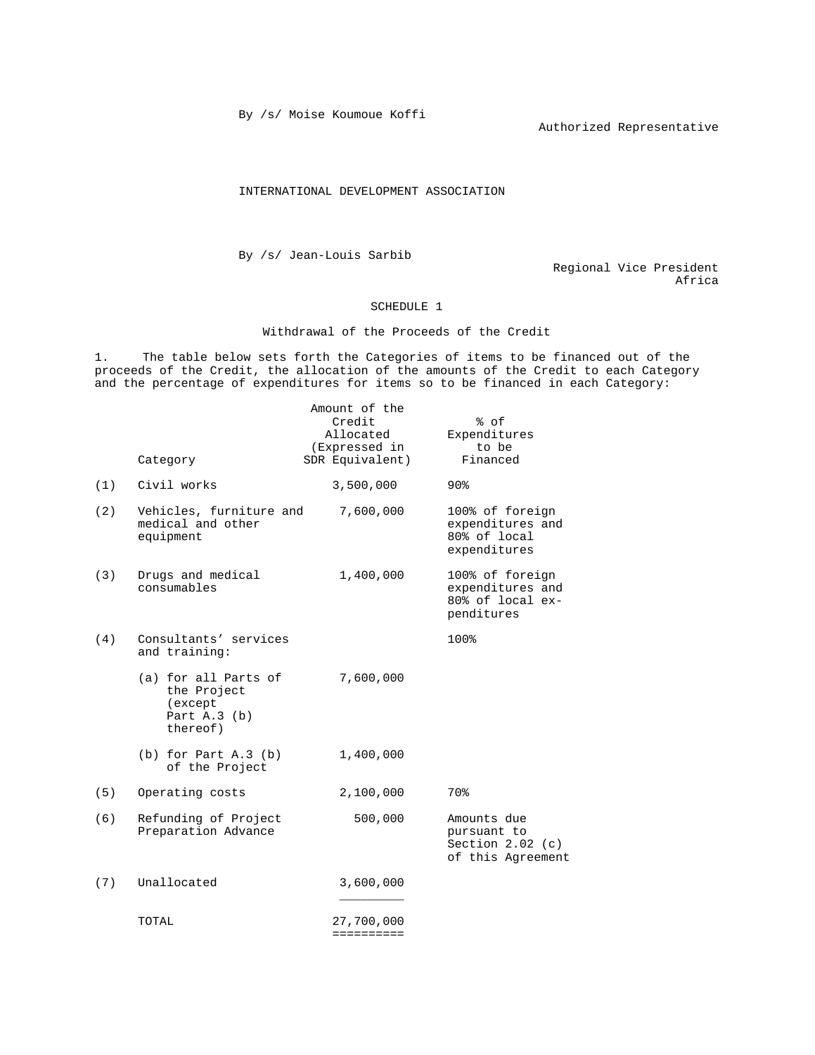By /s/ Moise Koumoue Koffi

Authorized Representative

INTERNATIONAL DEVELOPMENT ASSOCIATION

By /s/ Jean-Louis Sarbib

Regional Vice President
Africa

SCHEDULE 1

Withdrawal of the Proceeds of the Credit

1. The table below sets forth the Categories of items to be financed out of the proceeds of the Credit, the allocation of the amounts of the Credit to each Category and the percentage of expenditures for items so to be financed in each Category:

| | Category | Amount of the Credit Allocated (Expressed in SDR Equivalent) | % of Expenditures to be Financed |
|---|---|---|---|
| (1) | Civil works | 3,500,000 | 90% |
| (2) | Vehicles, furniture and medical and other equipment | 7,600,000 | 100% of foreign expenditures and 80% of local expenditures |
| (3) | Drugs and medical consumables | 1,400,000 | 100% of foreign expenditures and 80% of local ex-penditures |
| (4) | Consultants’ services and training: | | 100% |
| | (a) for all Parts of the Project (except Part A.3 (b) thereof) | 7,600,000 | |
| | (b) for Part A.3 (b) of the Project | 1,400,000 | |
| (5) | Operating costs | 2,100,000 | 70% |
| (6) | Refunding of Project Preparation Advance | 500,000 | Amounts due pursuant to Section 2.02 (c) of this Agreement |
| (7) | Unallocated | 3,600,000 | |
| | TOTAL | 27,700,000 | |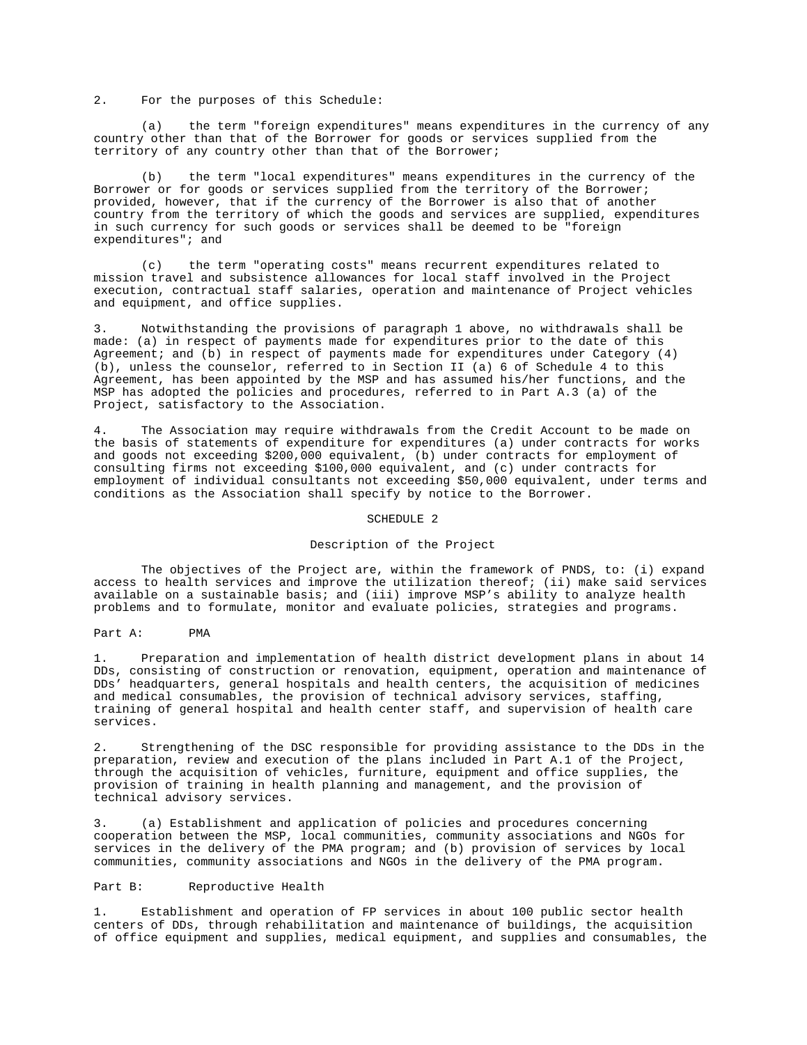2. For the purposes of this Schedule:

(a) the term "foreign expenditures" means expenditures in the currency of any country other than that of the Borrower for goods or services supplied from the territory of any country other than that of the Borrower;

(b) the term "local expenditures" means expenditures in the currency of the Borrower or for goods or services supplied from the territory of the Borrower; provided, however, that if the currency of the Borrower is also that of another country from the territory of which the goods and services are supplied, expenditures in such currency for such goods or services shall be deemed to be "foreign expenditures"; and

(c) the term "operating costs" means recurrent expenditures related to mission travel and subsistence allowances for local staff involved in the Project execution, contractual staff salaries, operation and maintenance of Project vehicles and equipment, and office supplies.

3. Notwithstanding the provisions of paragraph 1 above, no withdrawals shall be made: (a) in respect of payments made for expenditures prior to the date of this Agreement; and (b) in respect of payments made for expenditures under Category (4) (b), unless the counselor, referred to in Section II (a) 6 of Schedule 4 to this Agreement, has been appointed by the MSP and has assumed his/her functions, and the MSP has adopted the policies and procedures, referred to in Part A.3 (a) of the Project, satisfactory to the Association.

4. The Association may require withdrawals from the Credit Account to be made on the basis of statements of expenditure for expenditures (a) under contracts for works and goods not exceeding $200,000 equivalent, (b) under contracts for employment of consulting firms not exceeding $100,000 equivalent, and (c) under contracts for employment of individual consultants not exceeding $50,000 equivalent, under terms and conditions as the Association shall specify by notice to the Borrower.

## SCHEDULE 2

### Description of the Project

The objectives of the Project are, within the framework of PNDS, to: (i) expand access to health services and improve the utilization thereof; (ii) make said services available on a sustainable basis; and (iii) improve MSP's ability to analyze health problems and to formulate, monitor and evaluate policies, strategies and programs.

Part A: PMA

1. Preparation and implementation of health district development plans in about 14 DDs, consisting of construction or renovation, equipment, operation and maintenance of DDs' headquarters, general hospitals and health centers, the acquisition of medicines and medical consumables, the provision of technical advisory services, staffing, training of general hospital and health center staff, and supervision of health care services.

2. Strengthening of the DSC responsible for providing assistance to the DDs in the preparation, review and execution of the plans included in Part A.1 of the Project, through the acquisition of vehicles, furniture, equipment and office supplies, the provision of training in health planning and management, and the provision of technical advisory services.

3. (a) Establishment and application of policies and procedures concerning cooperation between the MSP, local communities, community associations and NGOs for services in the delivery of the PMA program; and (b) provision of services by local communities, community associations and NGOs in the delivery of the PMA program.

Part B: Reproductive Health

1. Establishment and operation of FP services in about 100 public sector health centers of DDs, through rehabilitation and maintenance of buildings, the acquisition of office equipment and supplies, medical equipment, and supplies and consumables, the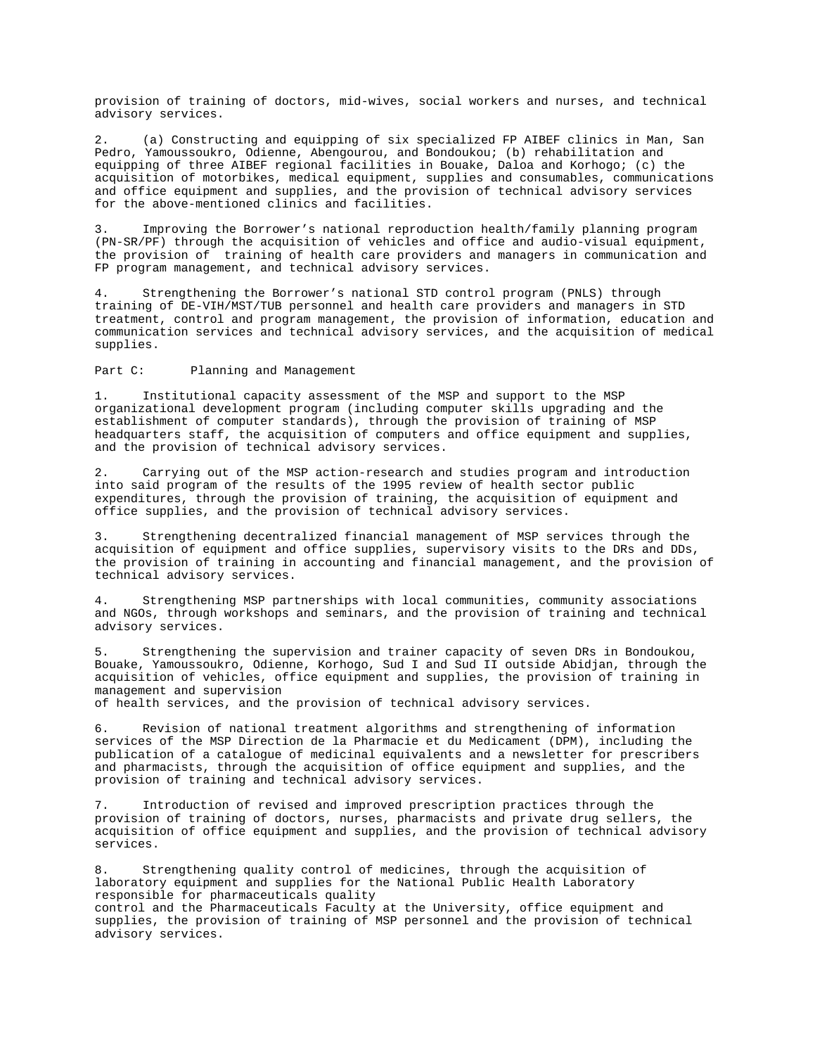provision of training of doctors, mid-wives, social workers and nurses, and technical advisory services.

2. (a) Constructing and equipping of six specialized FP AIBEF clinics in Man, San Pedro, Yamoussoukro, Odienne, Abengourou, and Bondoukou; (b) rehabilitation and equipping of three AIBEF regional facilities in Bouake, Daloa and Korhogo; (c) the acquisition of motorbikes, medical equipment, supplies and consumables, communications and office equipment and supplies, and the provision of technical advisory services for the above-mentioned clinics and facilities.

3. Improving the Borrower's national reproduction health/family planning program (PN-SR/PF) through the acquisition of vehicles and office and audio-visual equipment, the provision of training of health care providers and managers in communication and FP program management, and technical advisory services.

4. Strengthening the Borrower's national STD control program (PNLS) through training of DE-VIH/MST/TUB personnel and health care providers and managers in STD treatment, control and program management, the provision of information, education and communication services and technical advisory services, and the acquisition of medical supplies.

Part C: Planning and Management

1. Institutional capacity assessment of the MSP and support to the MSP organizational development program (including computer skills upgrading and the establishment of computer standards), through the provision of training of MSP headquarters staff, the acquisition of computers and office equipment and supplies, and the provision of technical advisory services.

2. Carrying out of the MSP action-research and studies program and introduction into said program of the results of the 1995 review of health sector public expenditures, through the provision of training, the acquisition of equipment and office supplies, and the provision of technical advisory services.

3. Strengthening decentralized financial management of MSP services through the acquisition of equipment and office supplies, supervisory visits to the DRs and DDs, the provision of training in accounting and financial management, and the provision of technical advisory services.

4. Strengthening MSP partnerships with local communities, community associations and NGOs, through workshops and seminars, and the provision of training and technical advisory services.

5. Strengthening the supervision and trainer capacity of seven DRs in Bondoukou, Bouake, Yamoussoukro, Odienne, Korhogo, Sud I and Sud II outside Abidjan, through the acquisition of vehicles, office equipment and supplies, the provision of training in management and supervision of health services, and the provision of technical advisory services.

6. Revision of national treatment algorithms and strengthening of information services of the MSP Direction de la Pharmacie et du Medicament (DPM), including the publication of a catalogue of medicinal equivalents and a newsletter for prescribers and pharmacists, through the acquisition of office equipment and supplies, and the provision of training and technical advisory services.

7. Introduction of revised and improved prescription practices through the provision of training of doctors, nurses, pharmacists and private drug sellers, the acquisition of office equipment and supplies, and the provision of technical advisory services.

8. Strengthening quality control of medicines, through the acquisition of laboratory equipment and supplies for the National Public Health Laboratory responsible for pharmaceuticals quality control and the Pharmaceuticals Faculty at the University, office equipment and supplies, the provision of training of MSP personnel and the provision of technical advisory services.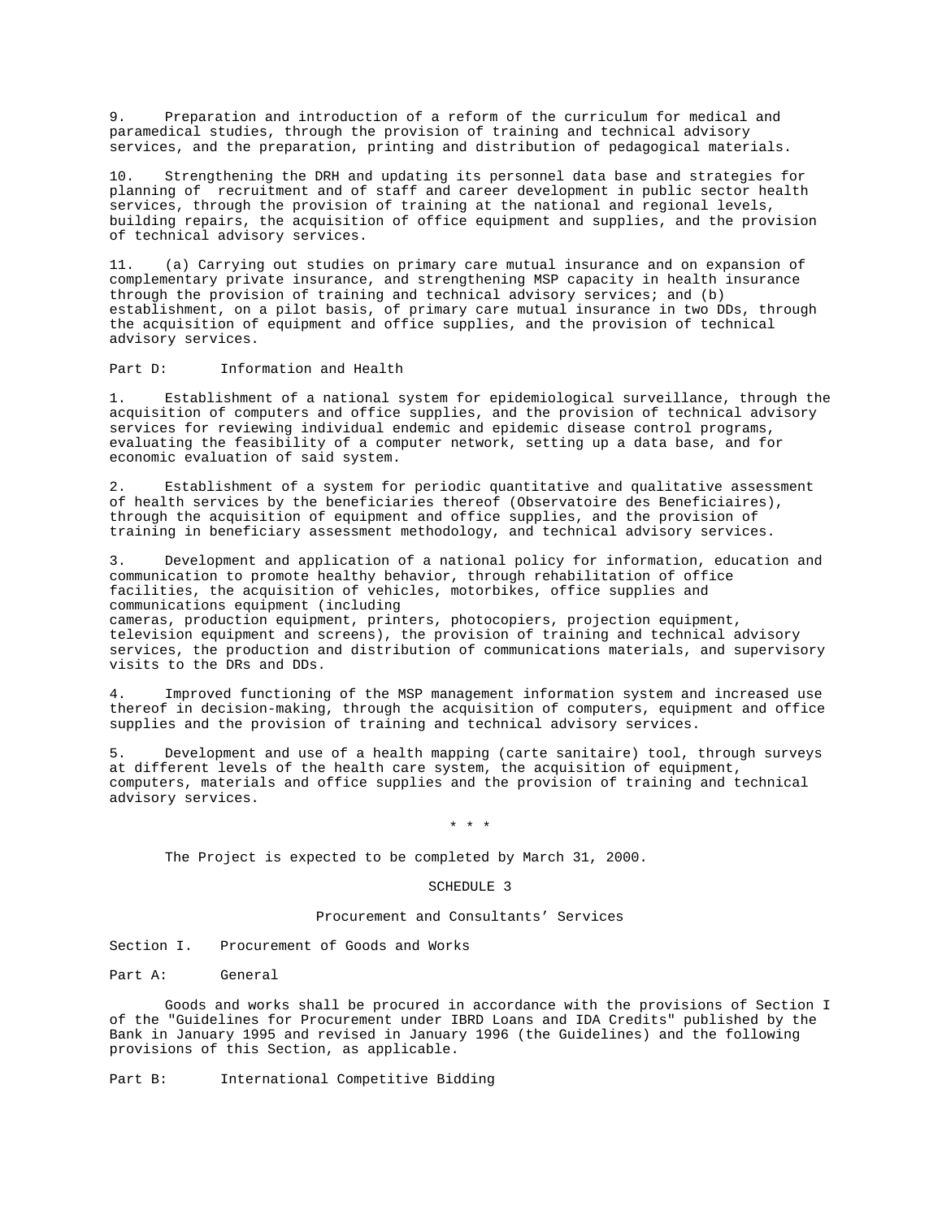9. Preparation and introduction of a reform of the curriculum for medical and paramedical studies, through the provision of training and technical advisory services, and the preparation, printing and distribution of pedagogical materials.

10. Strengthening the DRH and updating its personnel data base and strategies for planning of recruitment and of staff and career development in public sector health services, through the provision of training at the national and regional levels, building repairs, the acquisition of office equipment and supplies, and the provision of technical advisory services.

11. (a) Carrying out studies on primary care mutual insurance and on expansion of complementary private insurance, and strengthening MSP capacity in health insurance through the provision of training and technical advisory services; and (b) establishment, on a pilot basis, of primary care mutual insurance in two DDs, through the acquisition of equipment and office supplies, and the provision of technical advisory services.

Part D: Information and Health

1. Establishment of a national system for epidemiological surveillance, through the acquisition of computers and office supplies, and the provision of technical advisory services for reviewing individual endemic and epidemic disease control programs, evaluating the feasibility of a computer network, setting up a data base, and for economic evaluation of said system.

2. Establishment of a system for periodic quantitative and qualitative assessment of health services by the beneficiaries thereof (Observatoire des Beneficiaires), through the acquisition of equipment and office supplies, and the provision of training in beneficiary assessment methodology, and technical advisory services.

3. Development and application of a national policy for information, education and communication to promote healthy behavior, through rehabilitation of office facilities, the acquisition of vehicles, motorbikes, office supplies and communications equipment (including cameras, production equipment, printers, photocopiers, projection equipment, television equipment and screens), the provision of training and technical advisory services, the production and distribution of communications materials, and supervisory visits to the DRs and DDs.

4. Improved functioning of the MSP management information system and increased use thereof in decision-making, through the acquisition of computers, equipment and office supplies and the provision of training and technical advisory services.

5. Development and use of a health mapping (carte sanitaire) tool, through surveys at different levels of the health care system, the acquisition of equipment, computers, materials and office supplies and the provision of training and technical advisory services.

\* \* \*

The Project is expected to be completed by March 31, 2000.

## SCHEDULE 3

### Procurement and Consultants' Services

Section I. Procurement of Goods and Works

Part A: General

Goods and works shall be procured in accordance with the provisions of Section I of the "Guidelines for Procurement under IBRD Loans and IDA Credits" published by the Bank in January 1995 and revised in January 1996 (the Guidelines) and the following provisions of this Section, as applicable.

Part B: International Competitive Bidding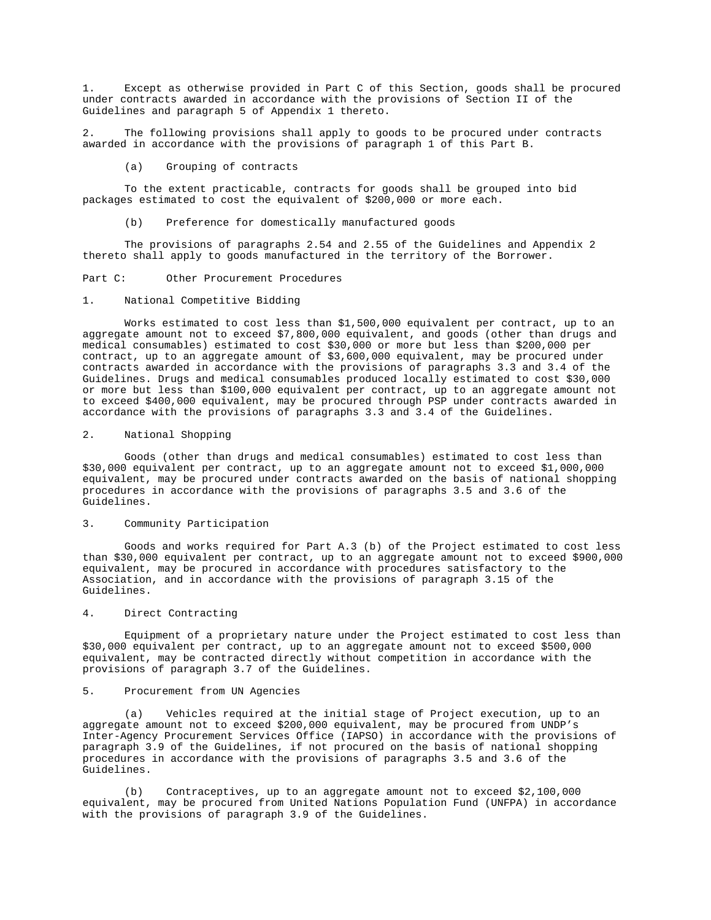1. Except as otherwise provided in Part C of this Section, goods shall be procured under contracts awarded in accordance with the provisions of Section II of the Guidelines and paragraph 5 of Appendix 1 thereto.

2. The following provisions shall apply to goods to be procured under contracts awarded in accordance with the provisions of paragraph 1 of this Part B.

(a) Grouping of contracts

To the extent practicable, contracts for goods shall be grouped into bid packages estimated to cost the equivalent of $200,000 or more each.

(b) Preference for domestically manufactured goods

The provisions of paragraphs 2.54 and 2.55 of the Guidelines and Appendix 2 thereto shall apply to goods manufactured in the territory of the Borrower.

Part C: Other Procurement Procedures

1. National Competitive Bidding

Works estimated to cost less than $1,500,000 equivalent per contract, up to an aggregate amount not to exceed $7,800,000 equivalent, and goods (other than drugs and medical consumables) estimated to cost $30,000 or more but less than $200,000 per contract, up to an aggregate amount of $3,600,000 equivalent, may be procured under contracts awarded in accordance with the provisions of paragraphs 3.3 and 3.4 of the Guidelines. Drugs and medical consumables produced locally estimated to cost $30,000 or more but less than $100,000 equivalent per contract, up to an aggregate amount not to exceed $400,000 equivalent, may be procured through PSP under contracts awarded in accordance with the provisions of paragraphs 3.3 and 3.4 of the Guidelines.

2. National Shopping

Goods (other than drugs and medical consumables) estimated to cost less than $30,000 equivalent per contract, up to an aggregate amount not to exceed $1,000,000 equivalent, may be procured under contracts awarded on the basis of national shopping procedures in accordance with the provisions of paragraphs 3.5 and 3.6 of the Guidelines.

3. Community Participation

Goods and works required for Part A.3 (b) of the Project estimated to cost less than $30,000 equivalent per contract, up to an aggregate amount not to exceed $900,000 equivalent, may be procured in accordance with procedures satisfactory to the Association, and in accordance with the provisions of paragraph 3.15 of the Guidelines.

4. Direct Contracting

Equipment of a proprietary nature under the Project estimated to cost less than $30,000 equivalent per contract, up to an aggregate amount not to exceed $500,000 equivalent, may be contracted directly without competition in accordance with the provisions of paragraph 3.7 of the Guidelines.

5. Procurement from UN Agencies

(a) Vehicles required at the initial stage of Project execution, up to an aggregate amount not to exceed $200,000 equivalent, may be procured from UNDP's Inter-Agency Procurement Services Office (IAPSO) in accordance with the provisions of paragraph 3.9 of the Guidelines, if not procured on the basis of national shopping procedures in accordance with the provisions of paragraphs 3.5 and 3.6 of the Guidelines.

(b) Contraceptives, up to an aggregate amount not to exceed $2,100,000 equivalent, may be procured from United Nations Population Fund (UNFPA) in accordance with the provisions of paragraph 3.9 of the Guidelines.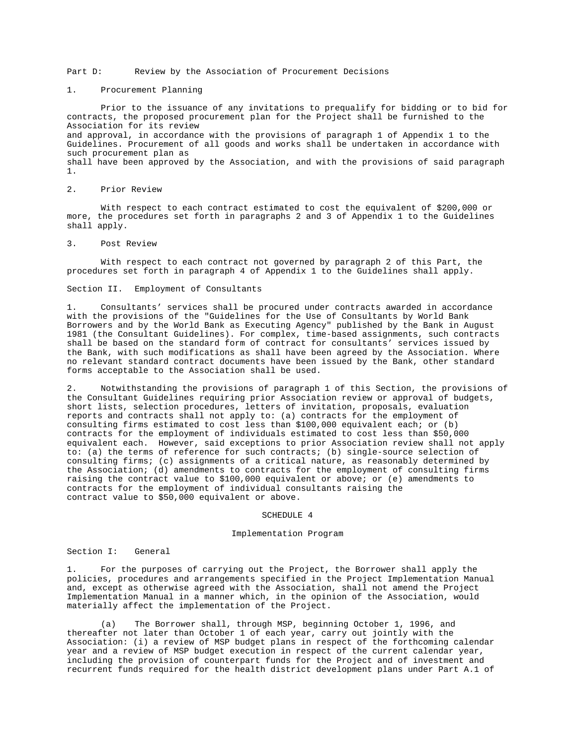## Part D: Review by the Association of Procurement Decisions

### 1. Procurement Planning

Prior to the issuance of any invitations to prequalify for bidding or to bid for contracts, the proposed procurement plan for the Project shall be furnished to the Association for its review and approval, in accordance with the provisions of paragraph 1 of Appendix 1 to the Guidelines. Procurement of all goods and works shall be undertaken in accordance with such procurement plan as shall have been approved by the Association, and with the provisions of said paragraph 1.

### 2. Prior Review

With respect to each contract estimated to cost the equivalent of $200,000 or more, the procedures set forth in paragraphs 2 and 3 of Appendix 1 to the Guidelines shall apply.

### 3. Post Review

With respect to each contract not governed by paragraph 2 of this Part, the procedures set forth in paragraph 4 of Appendix 1 to the Guidelines shall apply.

## Section II. Employment of Consultants

1. Consultants' services shall be procured under contracts awarded in accordance with the provisions of the "Guidelines for the Use of Consultants by World Bank Borrowers and by the World Bank as Executing Agency" published by the Bank in August 1981 (the Consultant Guidelines). For complex, time-based assignments, such contracts shall be based on the standard form of contract for consultants' services issued by the Bank, with such modifications as shall have been agreed by the Association. Where no relevant standard contract documents have been issued by the Bank, other standard forms acceptable to the Association shall be used.

2. Notwithstanding the provisions of paragraph 1 of this Section, the provisions of the Consultant Guidelines requiring prior Association review or approval of budgets, short lists, selection procedures, letters of invitation, proposals, evaluation reports and contracts shall not apply to: (a) contracts for the employment of consulting firms estimated to cost less than $100,000 equivalent each; or (b) contracts for the employment of individuals estimated to cost less than $50,000 equivalent each. However, said exceptions to prior Association review shall not apply to: (a) the terms of reference for such contracts; (b) single-source selection of consulting firms; (c) assignments of a critical nature, as reasonably determined by the Association; (d) amendments to contracts for the employment of consulting firms raising the contract value to $100,000 equivalent or above; or (e) amendments to contracts for the employment of individual consultants raising the contract value to $50,000 equivalent or above.

# SCHEDULE 4

## Implementation Program

## Section I: General

1. For the purposes of carrying out the Project, the Borrower shall apply the policies, procedures and arrangements specified in the Project Implementation Manual and, except as otherwise agreed with the Association, shall not amend the Project Implementation Manual in a manner which, in the opinion of the Association, would materially affect the implementation of the Project.

(a) The Borrower shall, through MSP, beginning October 1, 1996, and thereafter not later than October 1 of each year, carry out jointly with the Association: (i) a review of MSP budget plans in respect of the forthcoming calendar year and a review of MSP budget execution in respect of the current calendar year, including the provision of counterpart funds for the Project and of investment and recurrent funds required for the health district development plans under Part A.1 of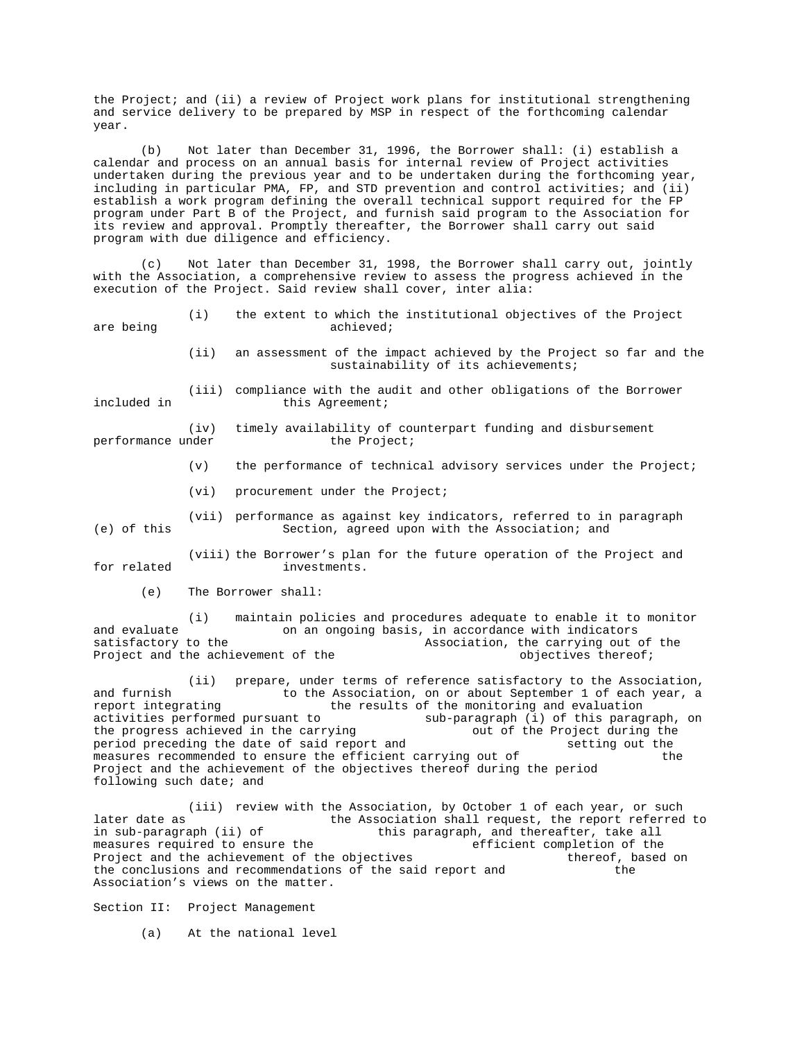the Project; and (ii) a review of Project work plans for institutional strengthening and service delivery to be prepared by MSP in respect of the forthcoming calendar year.

(b) Not later than December 31, 1996, the Borrower shall: (i) establish a calendar and process on an annual basis for internal review of Project activities undertaken during the previous year and to be undertaken during the forthcoming year, including in particular PMA, FP, and STD prevention and control activities; and (ii) establish a work program defining the overall technical support required for the FP program under Part B of the Project, and furnish said program to the Association for its review and approval. Promptly thereafter, the Borrower shall carry out said program with due diligence and efficiency.

(c) Not later than December 31, 1998, the Borrower shall carry out, jointly with the Association, a comprehensive review to assess the progress achieved in the execution of the Project. Said review shall cover, inter alia:

(i) the extent to which the institutional objectives of the Project are being achieved;

(ii) an assessment of the impact achieved by the Project so far and the sustainability of its achievements;

(iii) compliance with the audit and other obligations of the Borrower included in this Agreement;

(iv) timely availability of counterpart funding and disbursement performance under the Project;

(v) the performance of technical advisory services under the Project;

(vi) procurement under the Project;

(vii) performance as against key indicators, referred to in paragraph (e) of this Section, agreed upon with the Association; and

(viii) the Borrower's plan for the future operation of the Project and for related investments.

(e) The Borrower shall:

(i) maintain policies and procedures adequate to enable it to monitor and evaluate on an ongoing basis, in accordance with indicators satisfactory to the Association, the carrying out of the Project and the achievement of the objectives thereof;

(ii) prepare, under terms of reference satisfactory to the Association, and furnish to the Association, on or about September 1 of each year, a report integrating the results of the monitoring and evaluation activities performed pursuant to sub-paragraph (i) of this paragraph, on the progress achieved in the carrying out of the Project during the period preceding the date of said report and setting out the measures recommended to ensure the efficient carrying out of the Project and the achievement of the objectives thereof during the period following such date; and

(iii) review with the Association, by October 1 of each year, or such later date as the Association shall request, the report referred to in sub-paragraph (ii) of this paragraph, and thereafter, take all measures required to ensure the efficient completion of the Project and the achievement of the objectives thereof, based on the conclusions and recommendations of the said report and the Association's views on the matter.

Section II: Project Management

(a) At the national level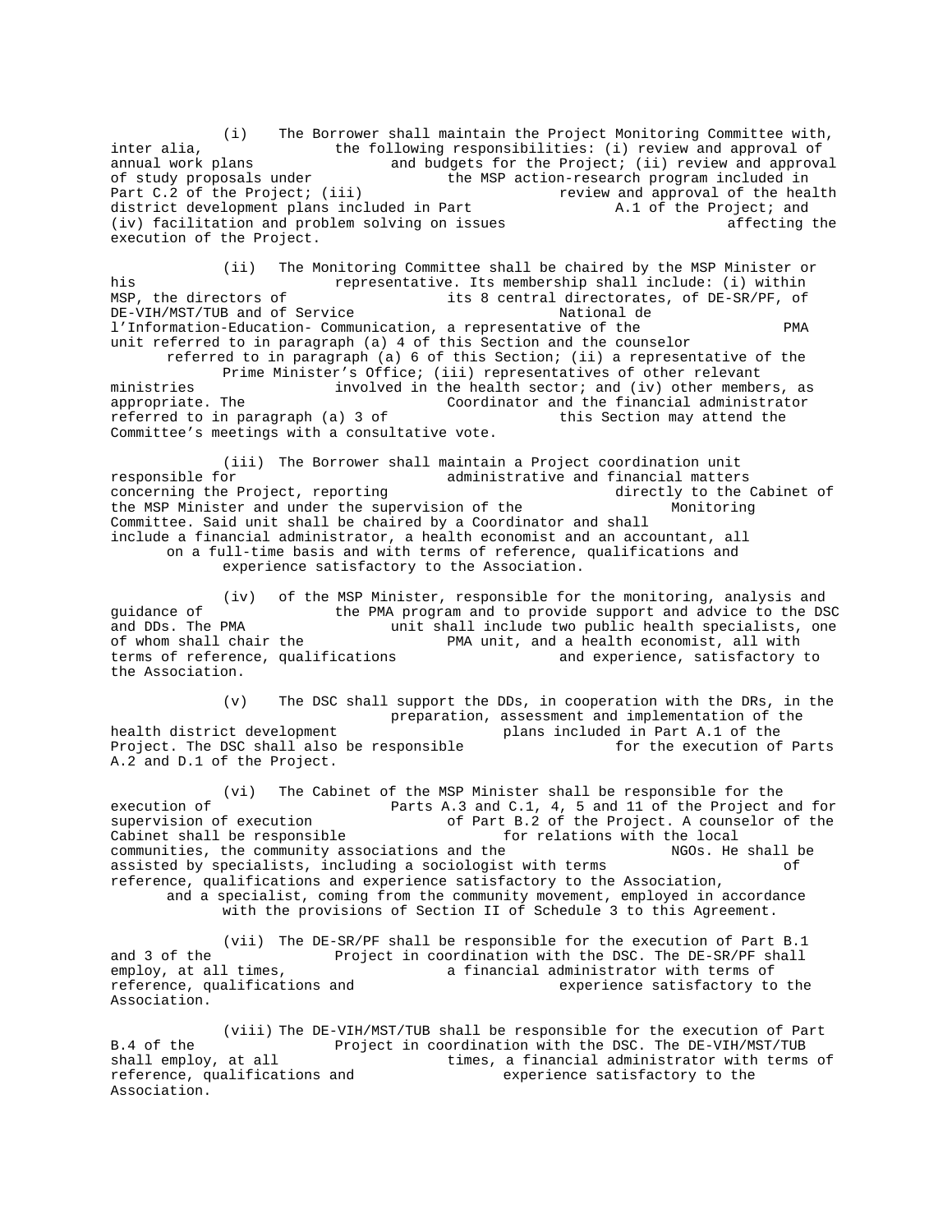(i) The Borrower shall maintain the Project Monitoring Committee with, inter alia, the following responsibilities: (i) review and approval of annual work plans and budgets for the Project; (ii) review and approval of study proposals under the MSP action-research program included in Part C.2 of the Project; (iii) review and approval of the health district development plans included in Part A.1 of the Project; and (iv) facilitation and problem solving on issues affecting the execution of the Project.

(ii) The Monitoring Committee shall be chaired by the MSP Minister or his representative. Its membership shall include: (i) within MSP, the directors of its 8 central directorates, of DE-SR/PF, of DE-VIH/MST/TUB and of Service National de l'Information-Education- Communication, a representative of the PMA unit referred to in paragraph (a) 4 of this Section and the counselor referred to in paragraph (a) 6 of this Section; (ii) a representative of the Prime Minister's Office; (iii) representatives of other relevant ministries involved in the health sector; and (iv) other members, as appropriate. The Coordinator and the financial administrator referred to in paragraph (a) 3 of this Section may attend the Committee's meetings with a consultative vote.

(iii) The Borrower shall maintain a Project coordination unit responsible for administrative and financial matters concerning the Project, reporting directly to the Cabinet of the MSP Minister and under the supervision of the Monitoring Committee. Said unit shall be chaired by a Coordinator and shall include a financial administrator, a health economist and an accountant, all on a full-time basis and with terms of reference, qualifications and experience satisfactory to the Association.

(iv) of the MSP Minister, responsible for the monitoring, analysis and guidance of the PMA program and to provide support and advice to the DSC and DDs. The PMA unit shall include two public health specialists, one of whom shall chair the PMA unit, and a health economist, all with terms of reference, qualifications and experience, satisfactory to the Association.

(v) The DSC shall support the DDs, in cooperation with the DRs, in the preparation, assessment and implementation of the health district development plans included in Part A.1 of the Project. The DSC shall also be responsible for the execution of Parts A.2 and D.1 of the Project.

(vi) The Cabinet of the MSP Minister shall be responsible for the execution of Parts A.3 and C.1, 4, 5 and 11 of the Project and for supervision of execution of Part B.2 of the Project. A counselor of the Cabinet shall be responsible for relations with the local communities, the community associations and the NGOs. He shall be assisted by specialists, including a sociologist with terms of reference, qualifications and experience satisfactory to the Association, and a specialist, coming from the community movement, employed in accordance with the provisions of Section II of Schedule 3 to this Agreement.

(vii) The DE-SR/PF shall be responsible for the execution of Part B.1 and 3 of the Project in coordination with the DSC. The DE-SR/PF shall employ, at all times, a financial administrator with terms of reference, qualifications and experience satisfactory to the Association.

(viii) The DE-VIH/MST/TUB shall be responsible for the execution of Part B.4 of the Project in coordination with the DSC. The DE-VIH/MST/TUB shall employ, at all times, a financial administrator with terms of reference, qualifications and experience satisfactory to the Association.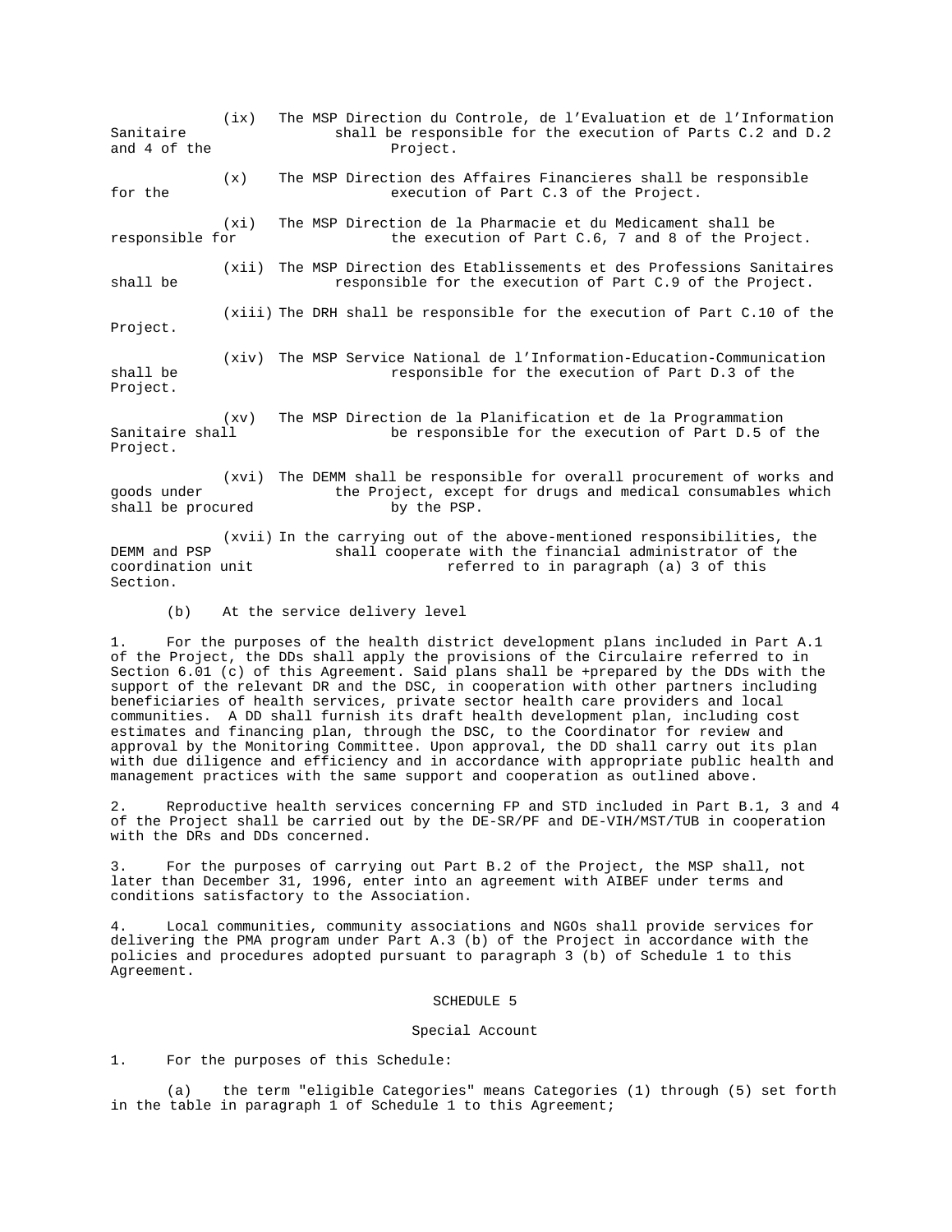(ix) The MSP Direction du Controle, de l'Evaluation et de l'Information Sanitaire shall be responsible for the execution of Parts C.2 and D.2 and 4 of the Project.

(x) The MSP Direction des Affaires Financieres shall be responsible for the execution of Part C.3 of the Project.

(xi) The MSP Direction de la Pharmacie et du Medicament shall be responsible for the execution of Part C.6, 7 and 8 of the Project.

(xii) The MSP Direction des Etablissements et des Professions Sanitaires shall be responsible for the execution of Part C.9 of the Project.

(xiii) The DRH shall be responsible for the execution of Part C.10 of the Project.

(xiv) The MSP Service National de l'Information-Education-Communication shall be responsible for the execution of Part D.3 of the Project.

(xv) The MSP Direction de la Planification et de la Programmation Sanitaire shall be responsible for the execution of Part D.5 of the Project.

(xvi) The DEMM shall be responsible for overall procurement of works and goods under the Project, except for drugs and medical consumables which shall be procured by the PSP.

(xvii) In the carrying out of the above-mentioned responsibilities, the DEMM and PSP shall cooperate with the financial administrator of the coordination unit referred to in paragraph (a) 3 of this Section.

(b) At the service delivery level

1. For the purposes of the health district development plans included in Part A.1 of the Project, the DDs shall apply the provisions of the Circulaire referred to in Section 6.01 (c) of this Agreement. Said plans shall be +prepared by the DDs with the support of the relevant DR and the DSC, in cooperation with other partners including beneficiaries of health services, private sector health care providers and local communities. A DD shall furnish its draft health development plan, including cost estimates and financing plan, through the DSC, to the Coordinator for review and approval by the Monitoring Committee. Upon approval, the DD shall carry out its plan with due diligence and efficiency and in accordance with appropriate public health and management practices with the same support and cooperation as outlined above.

2. Reproductive health services concerning FP and STD included in Part B.1, 3 and 4 of the Project shall be carried out by the DE-SR/PF and DE-VIH/MST/TUB in cooperation with the DRs and DDs concerned.

3. For the purposes of carrying out Part B.2 of the Project, the MSP shall, not later than December 31, 1996, enter into an agreement with AIBEF under terms and conditions satisfactory to the Association.

4. Local communities, community associations and NGOs shall provide services for delivering the PMA program under Part A.3 (b) of the Project in accordance with the policies and procedures adopted pursuant to paragraph 3 (b) of Schedule 1 to this Agreement.

## SCHEDULE 5

### Special Account

1. For the purposes of this Schedule:

(a) the term "eligible Categories" means Categories (1) through (5) set forth in the table in paragraph 1 of Schedule 1 to this Agreement;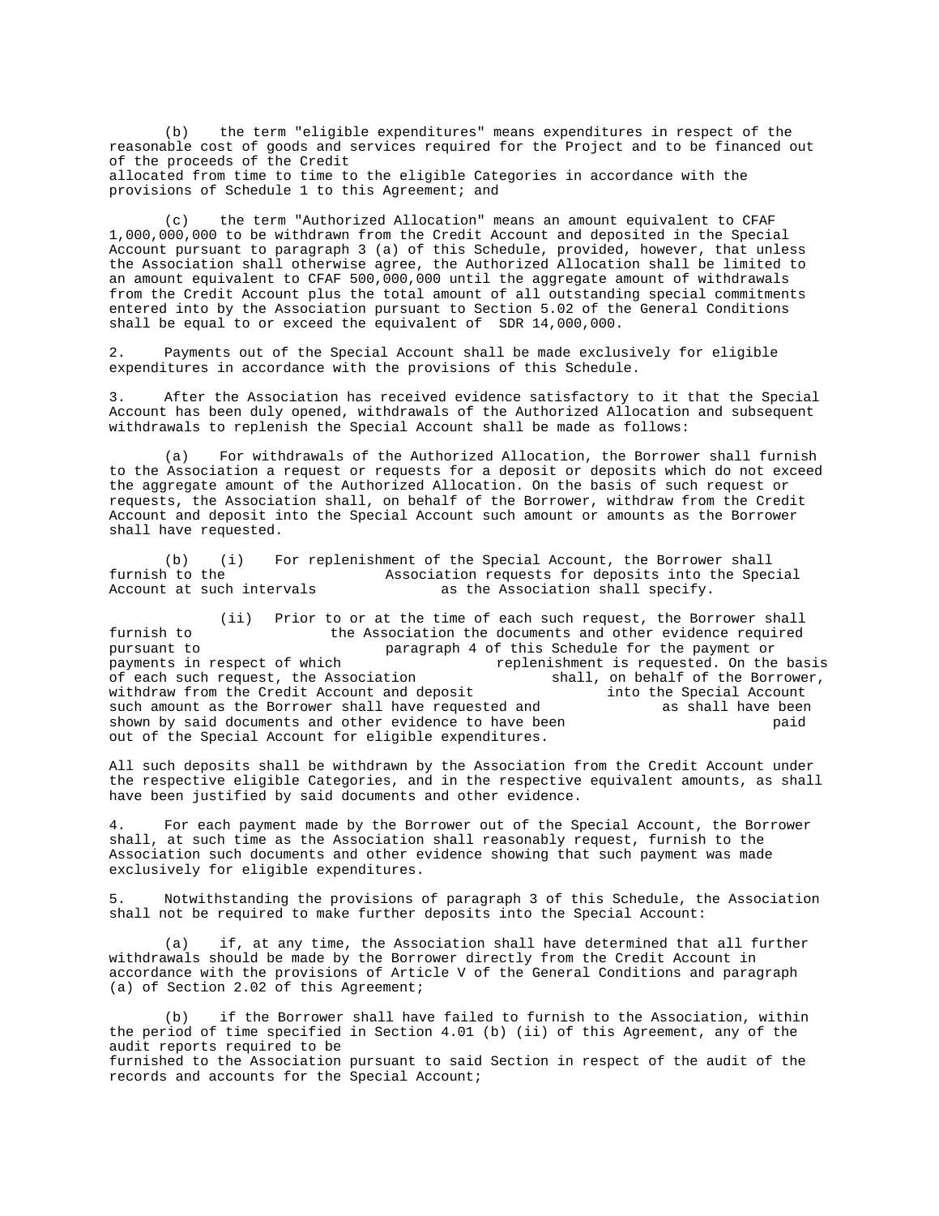(b) the term "eligible expenditures" means expenditures in respect of the reasonable cost of goods and services required for the Project and to be financed out of the proceeds of the Credit allocated from time to time to the eligible Categories in accordance with the provisions of Schedule 1 to this Agreement; and

(c) the term "Authorized Allocation" means an amount equivalent to CFAF 1,000,000,000 to be withdrawn from the Credit Account and deposited in the Special Account pursuant to paragraph 3 (a) of this Schedule, provided, however, that unless the Association shall otherwise agree, the Authorized Allocation shall be limited to an amount equivalent to CFAF 500,000,000 until the aggregate amount of withdrawals from the Credit Account plus the total amount of all outstanding special commitments entered into by the Association pursuant to Section 5.02 of the General Conditions shall be equal to or exceed the equivalent of SDR 14,000,000.

2. Payments out of the Special Account shall be made exclusively for eligible expenditures in accordance with the provisions of this Schedule.

3. After the Association has received evidence satisfactory to it that the Special Account has been duly opened, withdrawals of the Authorized Allocation and subsequent withdrawals to replenish the Special Account shall be made as follows:

(a) For withdrawals of the Authorized Allocation, the Borrower shall furnish to the Association a request or requests for a deposit or deposits which do not exceed the aggregate amount of the Authorized Allocation. On the basis of such request or requests, the Association shall, on behalf of the Borrower, withdraw from the Credit Account and deposit into the Special Account such amount or amounts as the Borrower shall have requested.

(b) (i) For replenishment of the Special Account, the Borrower shall furnish to the Association requests for deposits into the Special Account at such intervals as the Association shall specify.

(ii) Prior to or at the time of each such request, the Borrower shall furnish to the Association the documents and other evidence required pursuant to paragraph 4 of this Schedule for the payment or payments in respect of which replenishment is requested. On the basis of each such request, the Association shall, on behalf of the Borrower, withdraw from the Credit Account and deposit into the Special Account such amount as the Borrower shall have requested and as shall have been shown by said documents and other evidence to have been paid out of the Special Account for eligible expenditures.

All such deposits shall be withdrawn by the Association from the Credit Account under the respective eligible Categories, and in the respective equivalent amounts, as shall have been justified by said documents and other evidence.

4. For each payment made by the Borrower out of the Special Account, the Borrower shall, at such time as the Association shall reasonably request, furnish to the Association such documents and other evidence showing that such payment was made exclusively for eligible expenditures.

5. Notwithstanding the provisions of paragraph 3 of this Schedule, the Association shall not be required to make further deposits into the Special Account:

(a) if, at any time, the Association shall have determined that all further withdrawals should be made by the Borrower directly from the Credit Account in accordance with the provisions of Article V of the General Conditions and paragraph (a) of Section 2.02 of this Agreement;

(b) if the Borrower shall have failed to furnish to the Association, within the period of time specified in Section 4.01 (b) (ii) of this Agreement, any of the audit reports required to be furnished to the Association pursuant to said Section in respect of the audit of the records and accounts for the Special Account;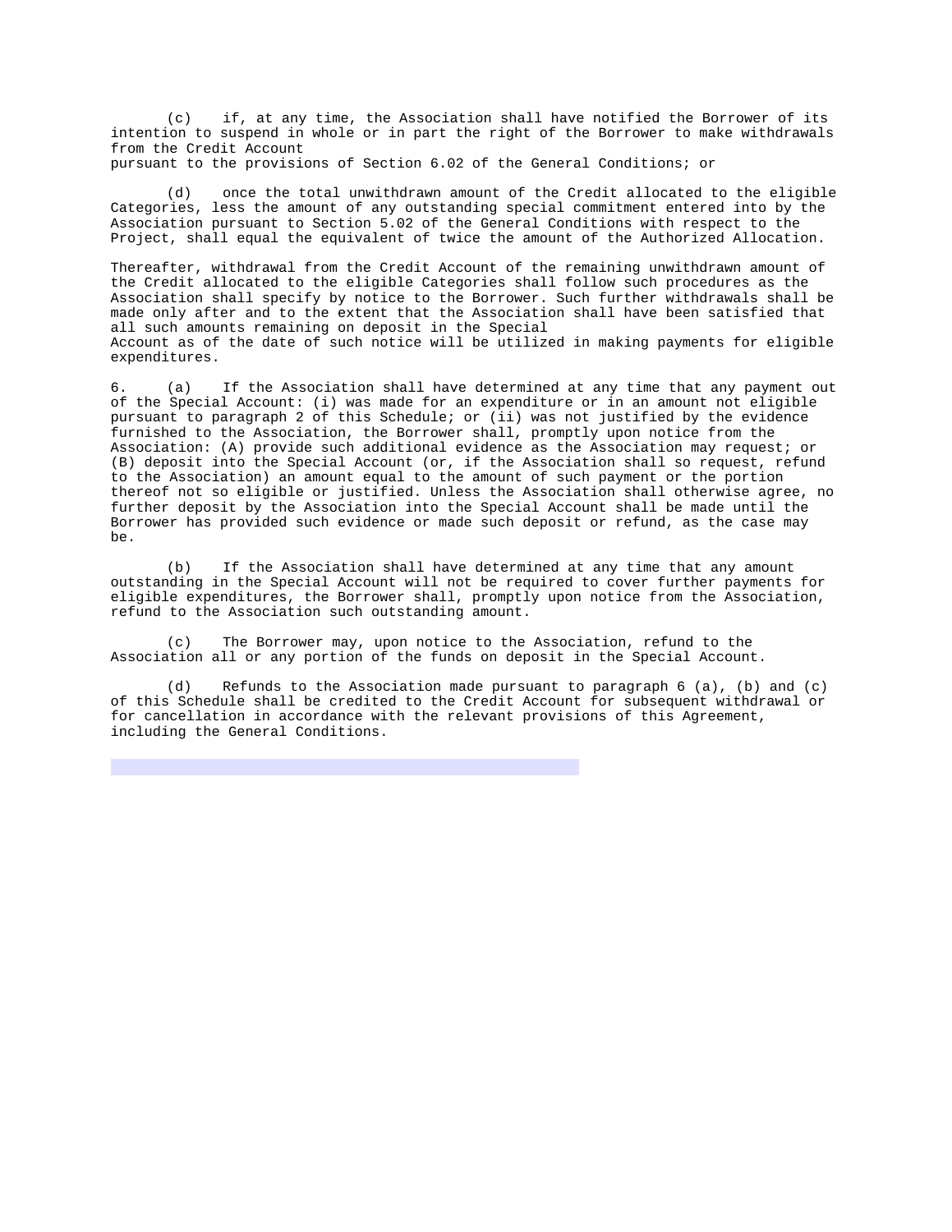(c) if, at any time, the Association shall have notified the Borrower of its intention to suspend in whole or in part the right of the Borrower to make withdrawals from the Credit Account pursuant to the provisions of Section 6.02 of the General Conditions; or

(d) once the total unwithdrawn amount of the Credit allocated to the eligible Categories, less the amount of any outstanding special commitment entered into by the Association pursuant to Section 5.02 of the General Conditions with respect to the Project, shall equal the equivalent of twice the amount of the Authorized Allocation.

Thereafter, withdrawal from the Credit Account of the remaining unwithdrawn amount of the Credit allocated to the eligible Categories shall follow such procedures as the Association shall specify by notice to the Borrower. Such further withdrawals shall be made only after and to the extent that the Association shall have been satisfied that all such amounts remaining on deposit in the Special Account as of the date of such notice will be utilized in making payments for eligible expenditures.

6. (a) If the Association shall have determined at any time that any payment out of the Special Account: (i) was made for an expenditure or in an amount not eligible pursuant to paragraph 2 of this Schedule; or (ii) was not justified by the evidence furnished to the Association, the Borrower shall, promptly upon notice from the Association: (A) provide such additional evidence as the Association may request; or (B) deposit into the Special Account (or, if the Association shall so request, refund to the Association) an amount equal to the amount of such payment or the portion thereof not so eligible or justified. Unless the Association shall otherwise agree, no further deposit by the Association into the Special Account shall be made until the Borrower has provided such evidence or made such deposit or refund, as the case may be.

(b) If the Association shall have determined at any time that any amount outstanding in the Special Account will not be required to cover further payments for eligible expenditures, the Borrower shall, promptly upon notice from the Association, refund to the Association such outstanding amount.

(c) The Borrower may, upon notice to the Association, refund to the Association all or any portion of the funds on deposit in the Special Account.

(d) Refunds to the Association made pursuant to paragraph 6 (a), (b) and (c) of this Schedule shall be credited to the Credit Account for subsequent withdrawal or for cancellation in accordance with the relevant provisions of this Agreement, including the General Conditions.